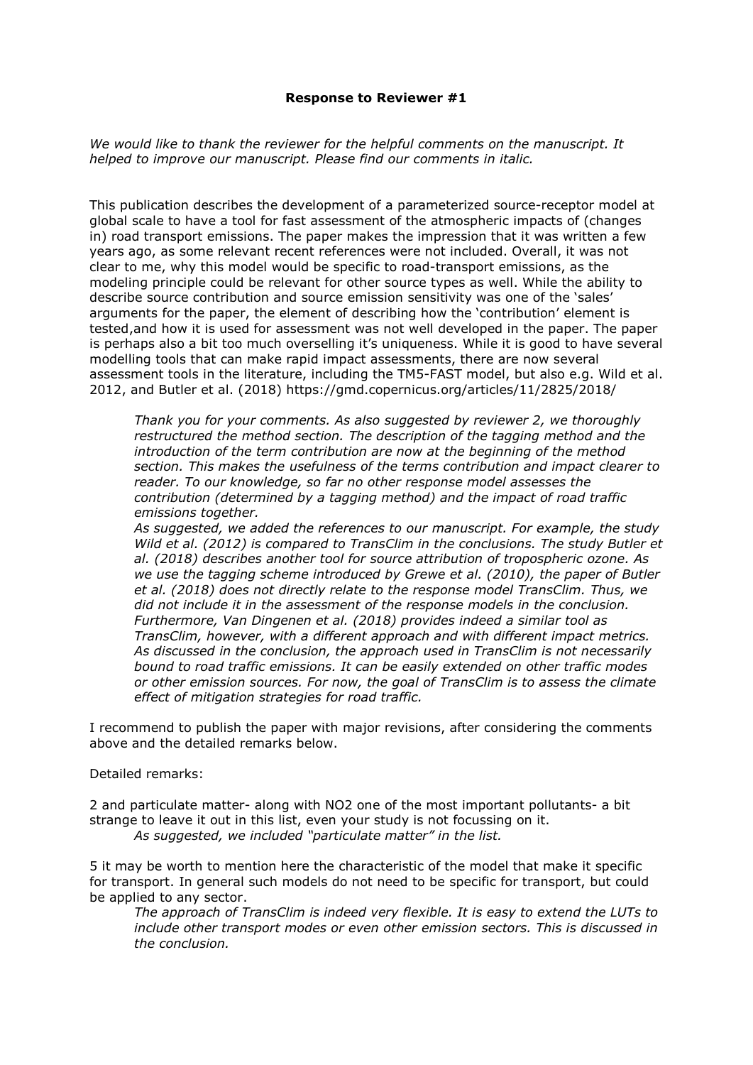**Response to Reviewer #1**

*We would like to thank the reviewer for the helpful comments on the manuscript. It helped to improve our manuscript. Please find our comments in italic.*

This publication describes the development of a parameterized source-receptor model at global scale to have a tool for fast assessment of the atmospheric impacts of (changes in) road transport emissions. The paper makes the impression that it was written a few years ago, as some relevant recent references were not included. Overall, it was not clear to me, why this model would be specific to road-transport emissions, as the modeling principle could be relevant for other source types as well. While the ability to describe source contribution and source emission sensitivity was one of the 'sales' arguments for the paper, the element of describing how the 'contribution' element is tested,and how it is used for assessment was not well developed in the paper. The paper is perhaps also a bit too much overselling it's uniqueness. While it is good to have several modelling tools that can make rapid impact assessments, there are now several assessment tools in the literature, including the TM5-FAST model, but also e.g. Wild et al. 2012, and Butler et al. (2018) https://gmd.copernicus.org/articles/11/2825/2018/

> *Thank you for your comments. As also suggested by reviewer 2, we thoroughly restructured the method section. The description of the tagging method and the introduction of the term contribution are now at the beginning of the method section. This makes the usefulness of the terms contribution and impact clearer to reader. To our knowledge, so far no other response model assesses the contribution (determined by a tagging method) and the impact of road traffic emissions together.*
> *As suggested, we added the references to our manuscript. For example, the study Wild et al. (2012) is compared to TransClim in the conclusions. The study Butler et al. (2018) describes another tool for source attribution of tropospheric ozone. As we use the tagging scheme introduced by Grewe et al. (2010), the paper of Butler et al. (2018) does not directly relate to the response model TransClim. Thus, we did not include it in the assessment of the response models in the conclusion. Furthermore, Van Dingenen et al. (2018) provides indeed a similar tool as TransClim, however, with a different approach and with different impact metrics. As discussed in the conclusion, the approach used in TransClim is not necessarily bound to road traffic emissions. It can be easily extended on other traffic modes or other emission sources. For now, the goal of TransClim is to assess the climate effect of mitigation strategies for road traffic.*

I recommend to publish the paper with major revisions, after considering the comments above and the detailed remarks below.

Detailed remarks:

2 and particulate matter- along with NO2 one of the most important pollutants- a bit strange to leave it out in this list, even your study is not focussing on it.

> *As suggested, we included "particulate matter" in the list.*

5 it may be worth to mention here the characteristic of the model that make it specific for transport. In general such models do not need to be specific for transport, but could be applied to any sector.

> *The approach of TransClim is indeed very flexible. It is easy to extend the LUTs to include other transport modes or even other emission sectors. This is discussed in the conclusion.*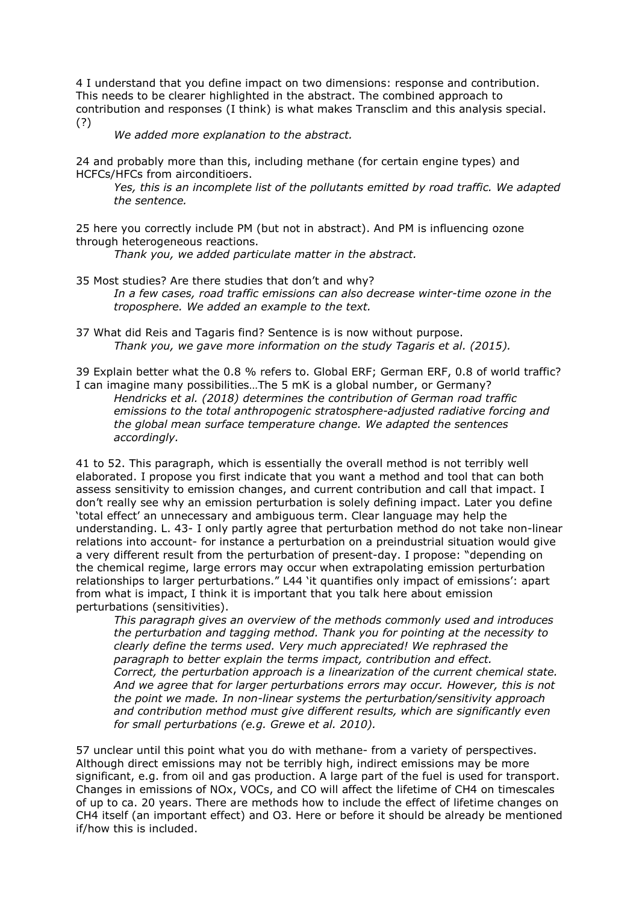4 I understand that you define impact on two dimensions: response and contribution. This needs to be clearer highlighted in the abstract. The combined approach to contribution and responses (I think) is what makes Transclim and this analysis special. (?)

> *We added more explanation to the abstract.*

24 and probably more than this, including methane (for certain engine types) and HCFCs/HFCs from airconditioers.

> *Yes, this is an incomplete list of the pollutants emitted by road traffic. We adapted the sentence.*

25 here you correctly include PM (but not in abstract). And PM is influencing ozone through heterogeneous reactions.

> *Thank you, we added particulate matter in the abstract.*

35 Most studies? Are there studies that don't and why?

> *In a few cases, road traffic emissions can also decrease winter-time ozone in the troposphere. We added an example to the text.*

37 What did Reis and Tagaris find? Sentence is is now without purpose.

> *Thank you, we gave more information on the study Tagaris et al. (2015).*

39 Explain better what the 0.8 % refers to. Global ERF; German ERF, 0.8 of world traffic? I can imagine many possibilities…The 5 mK is a global number, or Germany?

> *Hendricks et al. (2018) determines the contribution of German road traffic emissions to the total anthropogenic stratosphere-adjusted radiative forcing and the global mean surface temperature change. We adapted the sentences accordingly.*

41 to 52. This paragraph, which is essentially the overall method is not terribly well elaborated. I propose you first indicate that you want a method and tool that can both assess sensitivity to emission changes, and current contribution and call that impact. I don't really see why an emission perturbation is solely defining impact. Later you define 'total effect' an unnecessary and ambiguous term. Clear language may help the understanding. L. 43- I only partly agree that perturbation method do not take non-linear relations into account- for instance a perturbation on a preindustrial situation would give a very different result from the perturbation of present-day. I propose: "depending on the chemical regime, large errors may occur when extrapolating emission perturbation relationships to larger perturbations." L44 'it quantifies only impact of emissions': apart from what is impact, I think it is important that you talk here about emission perturbations (sensitivities).

> *This paragraph gives an overview of the methods commonly used and introduces the perturbation and tagging method. Thank you for pointing at the necessity to clearly define the terms used. Very much appreciated! We rephrased the paragraph to better explain the terms impact, contribution and effect.*
> *Correct, the perturbation approach is a linearization of the current chemical state. And we agree that for larger perturbations errors may occur. However, this is not the point we made. In non-linear systems the perturbation/sensitivity approach and contribution method must give different results, which are significantly even for small perturbations (e.g. Grewe et al. 2010).*

57 unclear until this point what you do with methane- from a variety of perspectives. Although direct emissions may not be terribly high, indirect emissions may be more significant, e.g. from oil and gas production. A large part of the fuel is used for transport. Changes in emissions of NOx, VOCs, and CO will affect the lifetime of $CH_4$ on timescales of up to ca. 20 years. There are methods how to include the effect of lifetime changes on $CH_4$ itself (an important effect) and $O_3$. Here or before it should be already be mentioned if/how this is included.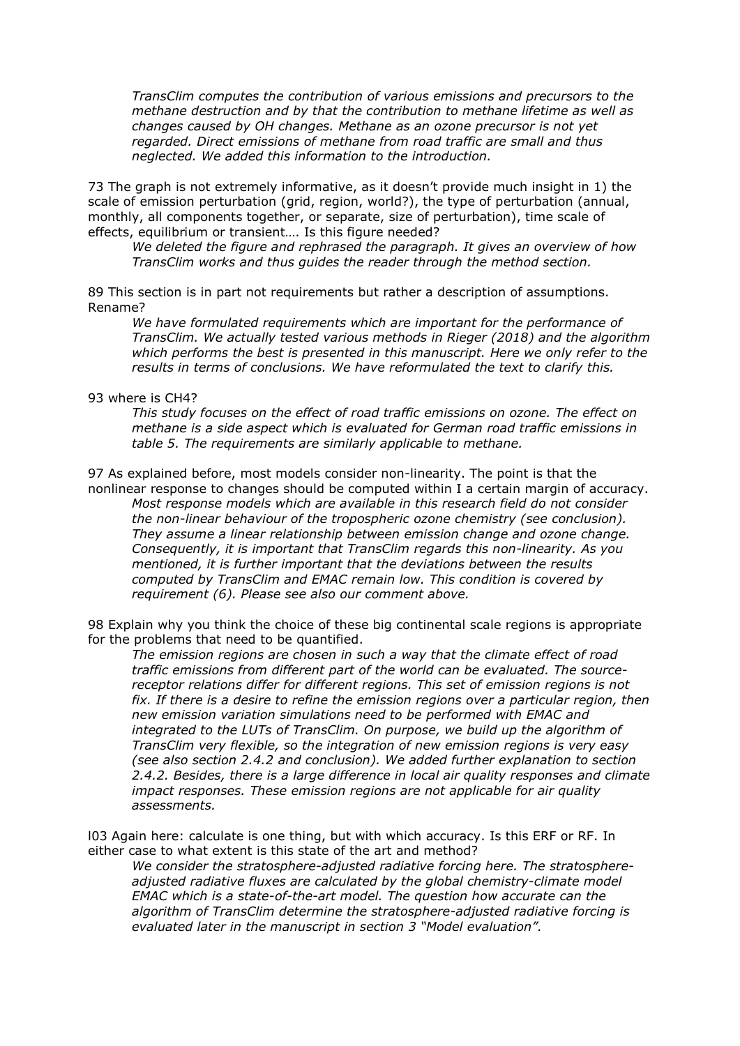*TransClim computes the contribution of various emissions and precursors to the methane destruction and by that the contribution to methane lifetime as well as changes caused by OH changes. Methane as an ozone precursor is not yet regarded. Direct emissions of methane from road traffic are small and thus neglected. We added this information to the introduction.*

73 The graph is not extremely informative, as it doesn't provide much insight in 1) the scale of emission perturbation (grid, region, world?), the type of perturbation (annual, monthly, all components together, or separate, size of perturbation), time scale of effects, equilibrium or transient…. Is this figure needed?

*We deleted the figure and rephrased the paragraph. It gives an overview of how TransClim works and thus guides the reader through the method section.*

89 This section is in part not requirements but rather a description of assumptions. Rename?

*We have formulated requirements which are important for the performance of TransClim. We actually tested various methods in Rieger (2018) and the algorithm which performs the best is presented in this manuscript. Here we only refer to the results in terms of conclusions. We have reformulated the text to clarify this.*

93 where is CH4?

*This study focuses on the effect of road traffic emissions on ozone. The effect on methane is a side aspect which is evaluated for German road traffic emissions in table 5. The requirements are similarly applicable to methane.*

97 As explained before, most models consider non-linearity. The point is that the nonlinear response to changes should be computed within I a certain margin of accuracy.

*Most response models which are available in this research field do not consider the non-linear behaviour of the tropospheric ozone chemistry (see conclusion). They assume a linear relationship between emission change and ozone change. Consequently, it is important that TransClim regards this non-linearity. As you mentioned, it is further important that the deviations between the results computed by TransClim and EMAC remain low. This condition is covered by requirement (6). Please see also our comment above.*

98 Explain why you think the choice of these big continental scale regions is appropriate for the problems that need to be quantified.

*The emission regions are chosen in such a way that the climate effect of road traffic emissions from different part of the world can be evaluated. The source-receptor relations differ for different regions. This set of emission regions is not fix. If there is a desire to refine the emission regions over a particular region, then new emission variation simulations need to be performed with EMAC and integrated to the LUTs of TransClim. On purpose, we build up the algorithm of TransClim very flexible, so the integration of new emission regions is very easy (see also section 2.4.2 and conclusion). We added further explanation to section 2.4.2. Besides, there is a large difference in local air quality responses and climate impact responses. These emission regions are not applicable for air quality assessments.*

l03 Again here: calculate is one thing, but with which accuracy. Is this ERF or RF. In either case to what extent is this state of the art and method?

*We consider the stratosphere-adjusted radiative forcing here. The stratosphere-adjusted radiative fluxes are calculated by the global chemistry-climate model EMAC which is a state-of-the-art model. The question how accurate can the algorithm of TransClim determine the stratosphere-adjusted radiative forcing is evaluated later in the manuscript in section 3 "Model evaluation".*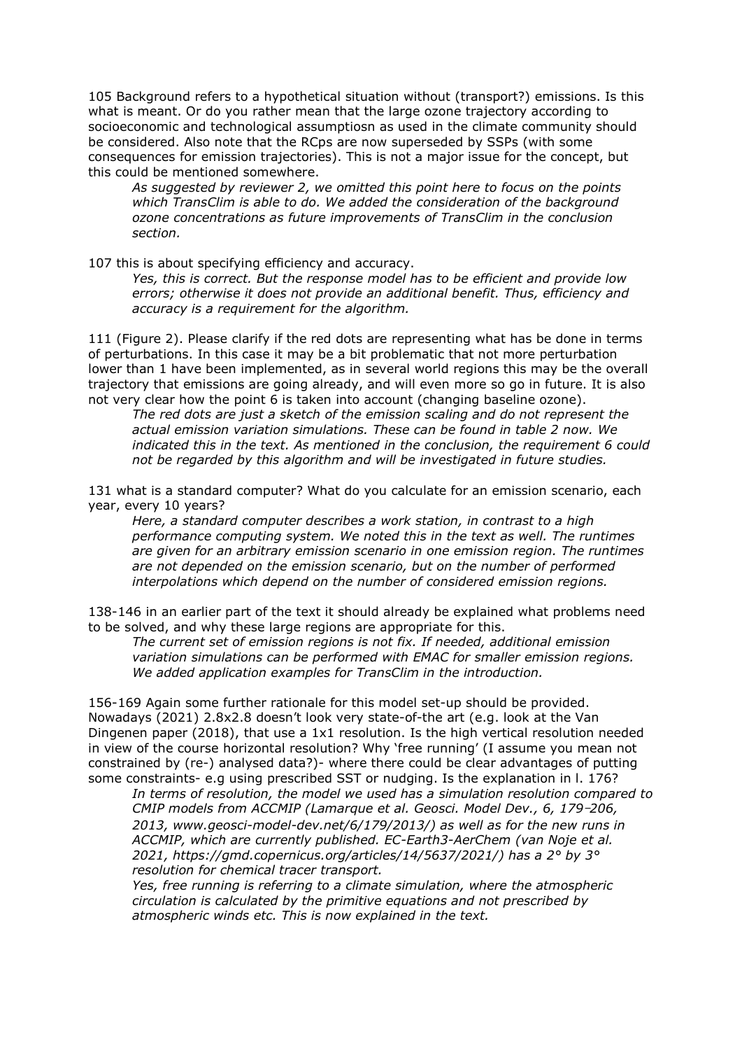105 Background refers to a hypothetical situation without (transport?) emissions. Is this what is meant. Or do you rather mean that the large ozone trajectory according to socioeconomic and technological assumptiosn as used in the climate community should be considered. Also note that the RCps are now superseded by SSPs (with some consequences for emission trajectories). This is not a major issue for the concept, but this could be mentioned somewhere.

> *As suggested by reviewer 2, we omitted this point here to focus on the points which TransClim is able to do. We added the consideration of the background ozone concentrations as future improvements of TransClim in the conclusion section.*

107 this is about specifying efficiency and accuracy.

> *Yes, this is correct. But the response model has to be efficient and provide low errors; otherwise it does not provide an additional benefit. Thus, efficiency and accuracy is a requirement for the algorithm.*

111 (Figure 2). Please clarify if the red dots are representing what has be done in terms of perturbations. In this case it may be a bit problematic that not more perturbation lower than 1 have been implemented, as in several world regions this may be the overall trajectory that emissions are going already, and will even more so go in future. It is also not very clear how the point 6 is taken into account (changing baseline ozone).

> *The red dots are just a sketch of the emission scaling and do not represent the actual emission variation simulations. These can be found in table 2 now. We indicated this in the text. As mentioned in the conclusion, the requirement 6 could not be regarded by this algorithm and will be investigated in future studies.*

131 what is a standard computer? What do you calculate for an emission scenario, each year, every 10 years?

> *Here, a standard computer describes a work station, in contrast to a high performance computing system. We noted this in the text as well. The runtimes are given for an arbitrary emission scenario in one emission region. The runtimes are not depended on the emission scenario, but on the number of performed interpolations which depend on the number of considered emission regions.*

138-146 in an earlier part of the text it should already be explained what problems need to be solved, and why these large regions are appropriate for this.

> *The current set of emission regions is not fix. If needed, additional emission variation simulations can be performed with EMAC for smaller emission regions. We added application examples for TransClim in the introduction.*

156-169 Again some further rationale for this model set-up should be provided. Nowadays (2021) 2.8x2.8 doesn't look very state-of-the art (e.g. look at the Van Dingenen paper (2018), that use a 1x1 resolution. Is the high vertical resolution needed in view of the course horizontal resolution? Why 'free running' (I assume you mean not constrained by (re-) analysed data?)- where there could be clear advantages of putting some constraints- e.g using prescribed SST or nudging. Is the explanation in l. 176?

> *In terms of resolution, the model we used has a simulation resolution compared to CMIP models from ACCMIP (Lamarque et al. Geosci. Model Dev., 6, 179–206, 2013, www.geosci-model-dev.net/6/179/2013/) as well as for the new runs in ACCMIP, which are currently published. EC-Earth3-AerChem (van Noje et al. 2021, https://gmd.copernicus.org/articles/14/5637/2021/) has a 2° by 3° resolution for chemical tracer transport.*
>
> *Yes, free running is referring to a climate simulation, where the atmospheric circulation is calculated by the primitive equations and not prescribed by atmospheric winds etc. This is now explained in the text.*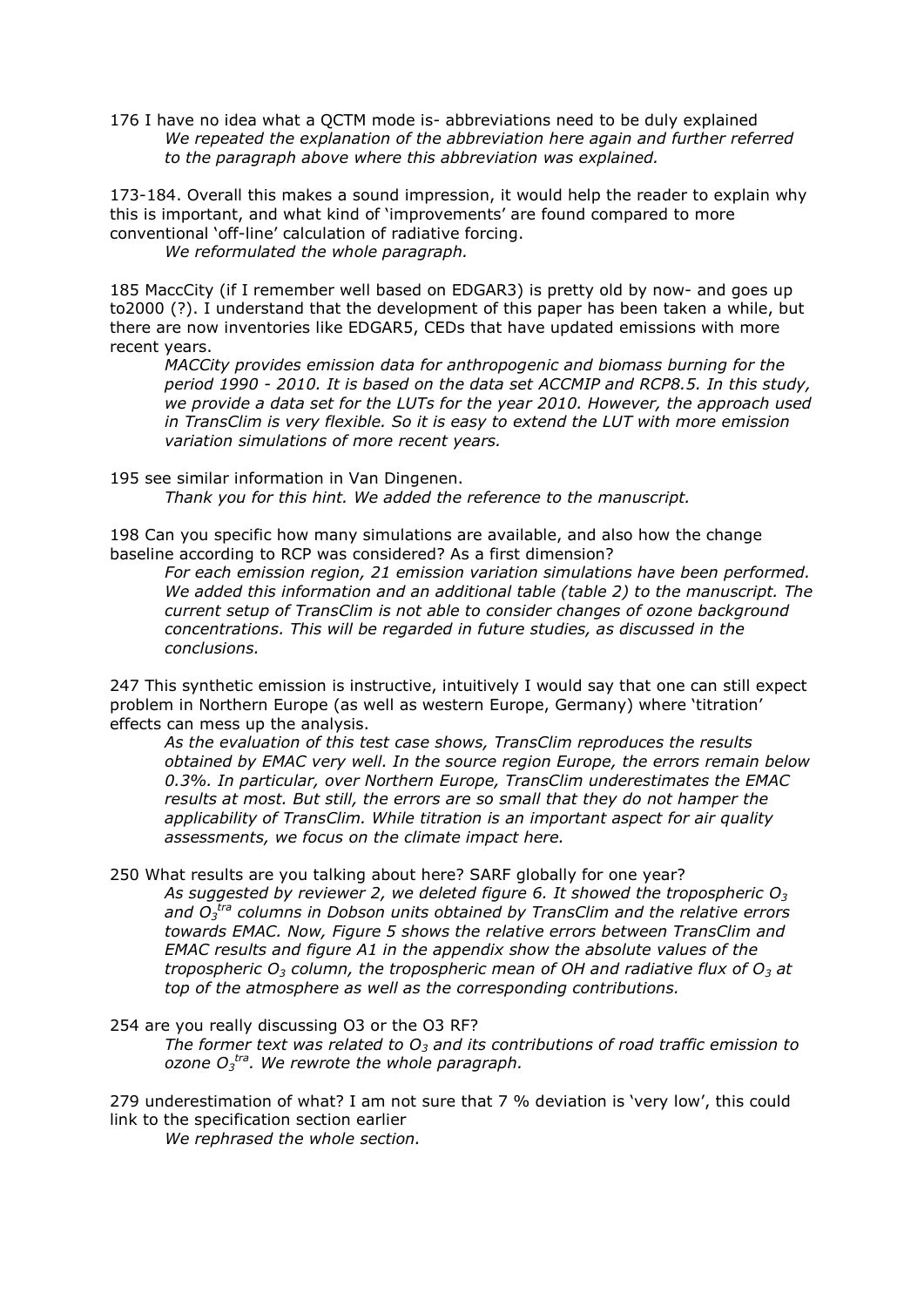176 I have no idea what a QCTM mode is- abbreviations need to be duly explained

*We repeated the explanation of the abbreviation here again and further referred to the paragraph above where this abbreviation was explained.*

173-184. Overall this makes a sound impression, it would help the reader to explain why this is important, and what kind of 'improvements' are found compared to more conventional 'off-line' calculation of radiative forcing.

*We reformulated the whole paragraph.*

185 MaccCity (if I remember well based on EDGAR3) is pretty old by now- and goes up to2000 (?). I understand that the development of this paper has been taken a while, but there are now inventories like EDGAR5, CEDs that have updated emissions with more recent years.

*MACCity provides emission data for anthropogenic and biomass burning for the period 1990 - 2010. It is based on the data set ACCMIP and RCP8.5. In this study, we provide a data set for the LUTs for the year 2010. However, the approach used in TransClim is very flexible. So it is easy to extend the LUT with more emission variation simulations of more recent years.*

195 see similar information in Van Dingenen.

*Thank you for this hint. We added the reference to the manuscript.*

198 Can you specific how many simulations are available, and also how the change baseline according to RCP was considered? As a first dimension?

*For each emission region, 21 emission variation simulations have been performed. We added this information and an additional table (table 2) to the manuscript. The current setup of TransClim is not able to consider changes of ozone background concentrations. This will be regarded in future studies, as discussed in the conclusions.*

247 This synthetic emission is instructive, intuitively I would say that one can still expect problem in Northern Europe (as well as western Europe, Germany) where 'titration' effects can mess up the analysis.

*As the evaluation of this test case shows, TransClim reproduces the results obtained by EMAC very well. In the source region Europe, the errors remain below 0.3%. In particular, over Northern Europe, TransClim underestimates the EMAC results at most. But still, the errors are so small that they do not hamper the applicability of TransClim. While titration is an important aspect for air quality assessments, we focus on the climate impact here.*

250 What results are you talking about here? SARF globally for one year?

*As suggested by reviewer 2, we deleted figure 6. It showed the tropospheric $O_3$ and $O_3^{tra}$ columns in Dobson units obtained by TransClim and the relative errors towards EMAC. Now, Figure 5 shows the relative errors between TransClim and EMAC results and figure A1 in the appendix show the absolute values of the tropospheric $O_3$ column, the tropospheric mean of OH and radiative flux of $O_3$ at top of the atmosphere as well as the corresponding contributions.*

254 are you really discussing O3 or the O3 RF?

*The former text was related to $O_3$ and its contributions of road traffic emission to ozone $O_3^{tra}$. We rewrote the whole paragraph.*

279 underestimation of what? I am not sure that 7 % deviation is 'very low', this could link to the specification section earlier

*We rephrased the whole section.*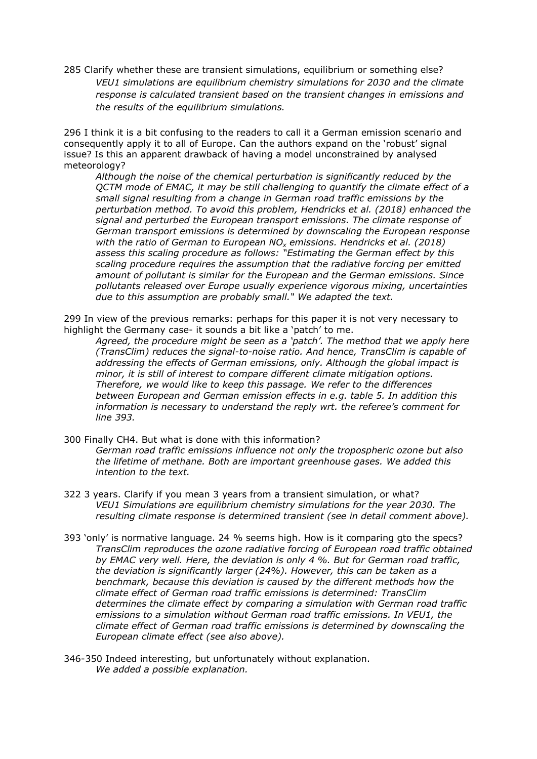285 Clarify whether these are transient simulations, equilibrium or something else?

*VEU1 simulations are equilibrium chemistry simulations for 2030 and the climate response is calculated transient based on the transient changes in emissions and the results of the equilibrium simulations.*

296 I think it is a bit confusing to the readers to call it a German emission scenario and consequently apply it to all of Europe. Can the authors expand on the 'robust' signal issue? Is this an apparent drawback of having a model unconstrained by analysed meteorology?

*Although the noise of the chemical perturbation is significantly reduced by the QCTM mode of EMAC, it may be still challenging to quantify the climate effect of a small signal resulting from a change in German road traffic emissions by the perturbation method. To avoid this problem, Hendricks et al. (2018) enhanced the signal and perturbed the European transport emissions. The climate response of German transport emissions is determined by downscaling the European response with the ratio of German to European $NO_x$ emissions. Hendricks et al. (2018) assess this scaling procedure as follows: "Estimating the German effect by this scaling procedure requires the assumption that the radiative forcing per emitted amount of pollutant is similar for the European and the German emissions. Since pollutants released over Europe usually experience vigorous mixing, uncertainties due to this assumption are probably small." We adapted the text.*

299 In view of the previous remarks: perhaps for this paper it is not very necessary to highlight the Germany case- it sounds a bit like a 'patch' to me.

*Agreed, the procedure might be seen as a 'patch'. The method that we apply here (TransClim) reduces the signal-to-noise ratio. And hence, TransClim is capable of addressing the effects of German emissions, only. Although the global impact is minor, it is still of interest to compare different climate mitigation options. Therefore, we would like to keep this passage. We refer to the differences between European and German emission effects in e.g. table 5. In addition this information is necessary to understand the reply wrt. the referee's comment for line 393.*

300 Finally CH4. But what is done with this information?

*German road traffic emissions influence not only the tropospheric ozone but also the lifetime of methane. Both are important greenhouse gases. We added this intention to the text.*

322 3 years. Clarify if you mean 3 years from a transient simulation, or what?

*VEU1 Simulations are equilibrium chemistry simulations for the year 2030. The resulting climate response is determined transient (see in detail comment above).*

393 'only' is normative language. 24 % seems high. How is it comparing gto the specs?

*TransClim reproduces the ozone radiative forcing of European road traffic obtained by EMAC very well. Here, the deviation is only 4 %. But for German road traffic, the deviation is significantly larger (24%). However, this can be taken as a benchmark, because this deviation is caused by the different methods how the climate effect of German road traffic emissions is determined: TransClim determines the climate effect by comparing a simulation with German road traffic emissions to a simulation without German road traffic emissions. In VEU1, the climate effect of German road traffic emissions is determined by downscaling the European climate effect (see also above).*

346-350 Indeed interesting, but unfortunately without explanation.

*We added a possible explanation.*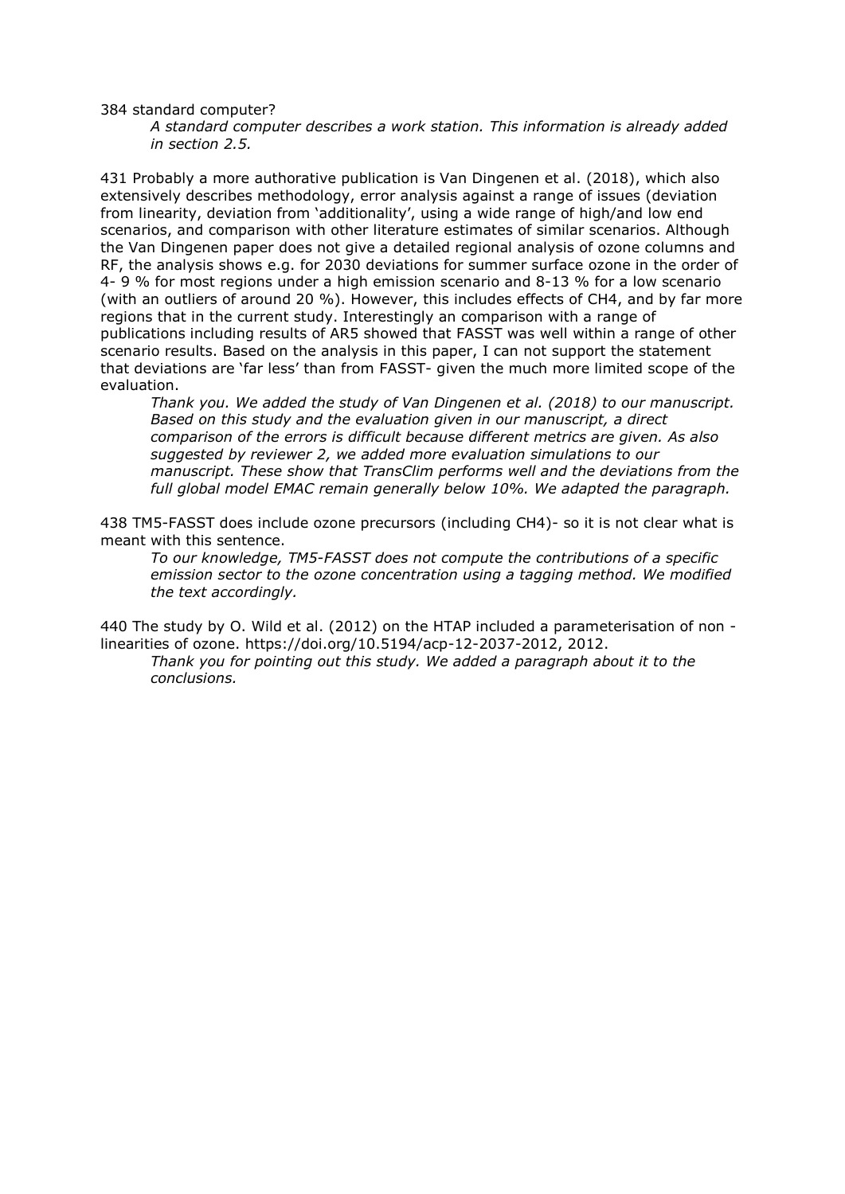384 standard computer?

*A standard computer describes a work station. This information is already added in section 2.5.*

431 Probably a more authorative publication is Van Dingenen et al. (2018), which also extensively describes methodology, error analysis against a range of issues (deviation from linearity, deviation from 'additionality', using a wide range of high/and low end scenarios, and comparison with other literature estimates of similar scenarios. Although the Van Dingenen paper does not give a detailed regional analysis of ozone columns and RF, the analysis shows e.g. for 2030 deviations for summer surface ozone in the order of 4- 9 % for most regions under a high emission scenario and 8-13 % for a low scenario (with an outliers of around 20 %). However, this includes effects of CH4, and by far more regions that in the current study. Interestingly an comparison with a range of publications including results of AR5 showed that FASST was well within a range of other scenario results. Based on the analysis in this paper, I can not support the statement that deviations are 'far less' than from FASST- given the much more limited scope of the evaluation.

*Thank you. We added the study of Van Dingenen et al. (2018) to our manuscript. Based on this study and the evaluation given in our manuscript, a direct comparison of the errors is difficult because different metrics are given. As also suggested by reviewer 2, we added more evaluation simulations to our manuscript. These show that TransClim performs well and the deviations from the full global model EMAC remain generally below 10%. We adapted the paragraph.*

438 TM5-FASST does include ozone precursors (including CH4)- so it is not clear what is meant with this sentence.

*To our knowledge, TM5-FASST does not compute the contributions of a specific emission sector to the ozone concentration using a tagging method. We modified the text accordingly.*

440 The study by O. Wild et al. (2012) on the HTAP included a parameterisation of non - linearities of ozone. https://doi.org/10.5194/acp-12-2037-2012, 2012.

*Thank you for pointing out this study. We added a paragraph about it to the conclusions.*